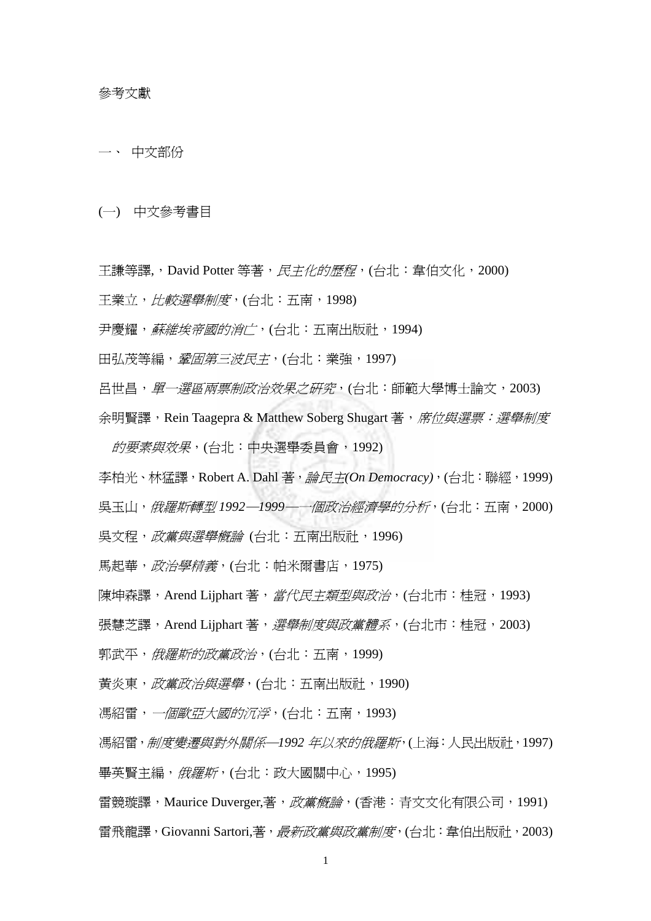參考文獻

一、 中文部份

(一) 中文參考書目

王謙等譯,，David Potter 等著，*民主化的歷程*，(台北：韋伯文化，2000)

王業立，*比較選舉制度*，(台北：五南，1998)

尹慶耀，*蘇維埃帝國的消亡*，(台北：五南出版社，1994)

田弘茂等編，*鞏固第三波民主*，(台北：業強，1997)

呂世昌，*單一選區兩票制政治效果之研究*，(台北：師範大學博士論文，2003)

余明賢譯，Rein Taagepra & Matthew Soberg Shugart 著，*席位與選票：選舉制度的要素與效果*，(台北：中央選舉委員會，1992)

李柏光、林猛譯，Robert A. Dahl 著，*論民主(On Democracy)*，(台北：聯經，1999)

吳玉山，*俄羅斯轉型 1992—1999——一個政治經濟學的分析*，(台北：五南，2000)

吳文程，*政黨與選舉概論* (台北：五南出版社，1996)

馬起華，*政治學精義*，(台北：帕米爾書店，1975)

陳坤森譯，Arend Lijphart 著，*當代民主類型與政治*，(台北市：桂冠，1993)

張慧芝譯，Arend Lijphart 著，*選舉制度與政黨體系*，(台北市：桂冠，2003)

郭武平，*俄羅斯的政黨政治*，(台北：五南，1999)

黃炎東，*政黨政治與選舉*，(台北：五南出版社，1990)

馮紹雷，*一個歐亞大國的沉浮*，(台北：五南，1993)

馮紹雷，*制度變遷與對外關係—1992 年以來的俄羅斯*，(上海：人民出版社，1997)

畢英賢主編，*俄羅斯*，(台北：政大國關中心，1995)

雷競璇譯，Maurice Duverger,著，*政黨概論*，(香港：青文文化有限公司，1991)

雷飛龍譯，Giovanni Sartori,著，*最新政黨與政黨制度*，(台北：韋伯出版社，2003)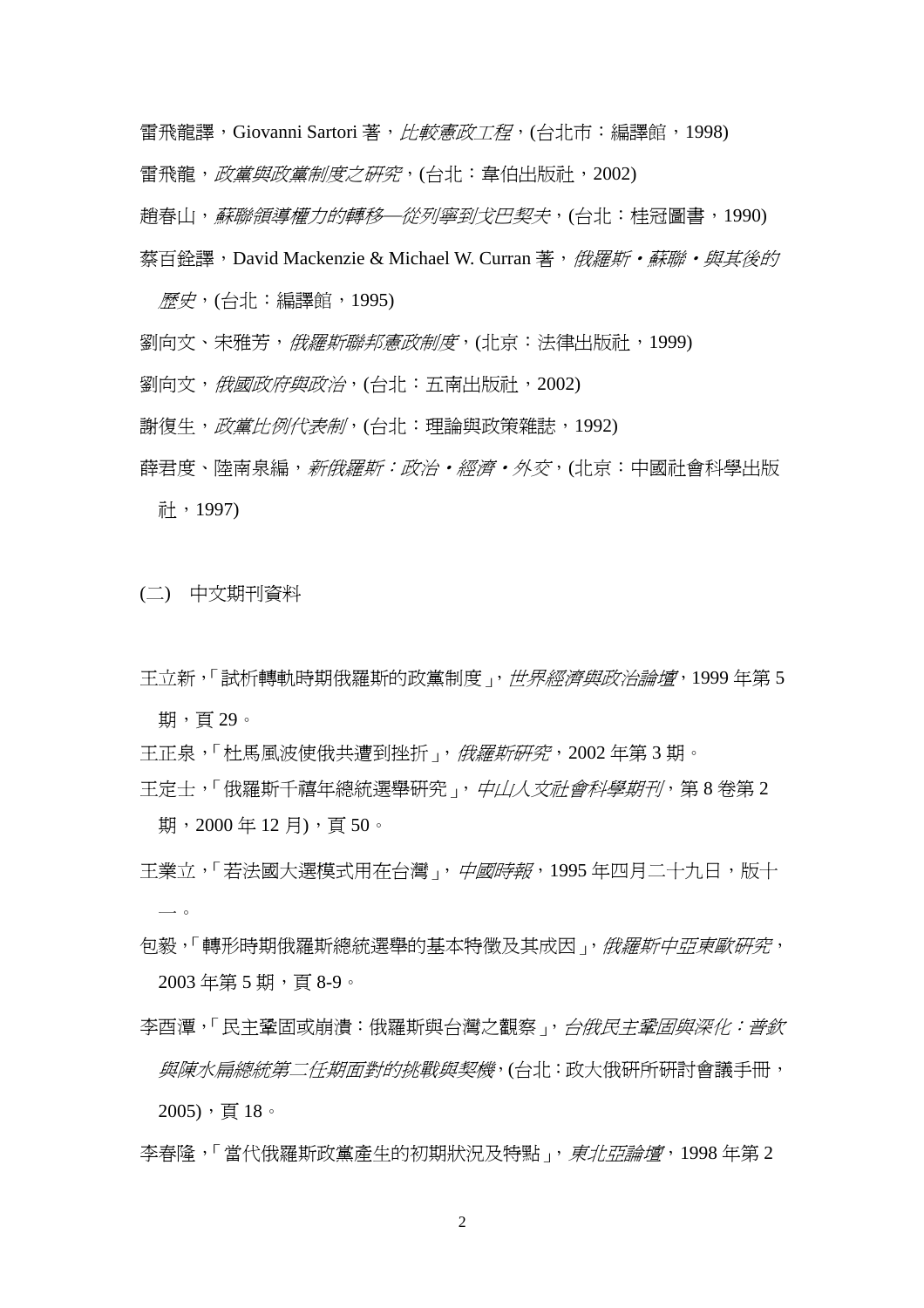雷飛龍譯，Giovanni Sartori 著，*比較憲政工程*，(台北市：編譯館，1998)

雷飛龍，*政黨與政黨制度之研究*，(台北：韋伯出版社，2002)

趙春山，*蘇聯領導權力的轉移—從列寧到戈巴契夫*，(台北：桂冠圖書，1990)

蔡百銓譯，David Mackenzie & Michael W. Curran 著，*俄羅斯・蘇聯・與其後的歷史*，(台北：編譯館，1995)

劉向文、宋雅芳，*俄羅斯聯邦憲政制度*，(北京：法律出版社，1999)

劉向文，*俄國政府與政治*，(台北：五南出版社，2002)

謝復生，*政黨比例代表制*，(台北：理論與政策雜誌，1992)

薛君度、陸南泉編，*新俄羅斯：政治・經濟・外交*，(北京：中國社會科學出版社，1997)

(二)　中文期刊資料

王立新，「試析轉軌時期俄羅斯的政黨制度」，*世界經濟與政治論壇*，1999 年第 5 期，頁 29。

王正泉，「杜馬風波使俄共遭到挫折」，*俄羅斯研究*，2002 年第 3 期。

王定士，「俄羅斯千禧年總統選舉研究」，*中山人文社會科學期刊*，第 8 卷第 2 期，2000 年 12 月)，頁 50。

王業立，「若法國大選模式用在台灣」，*中國時報*，1995 年四月二十九日，版十一。

包毅，「轉形時期俄羅斯總統選舉的基本特徵及其成因」，*俄羅斯中亞東歐研究*，2003 年第 5 期，頁 8-9。

李酉潭，「民主鞏固或崩潰：俄羅斯與台灣之觀察」，*台俄民主鞏固與深化：普欽與陳水扁總統第二任期面對的挑戰與契機*，(台北：政大俄研所研討會議手冊，2005)，頁 18。

李春隆，「當代俄羅斯政黨產生的初期狀況及特點」，*東北亞論壇*，1998 年第 2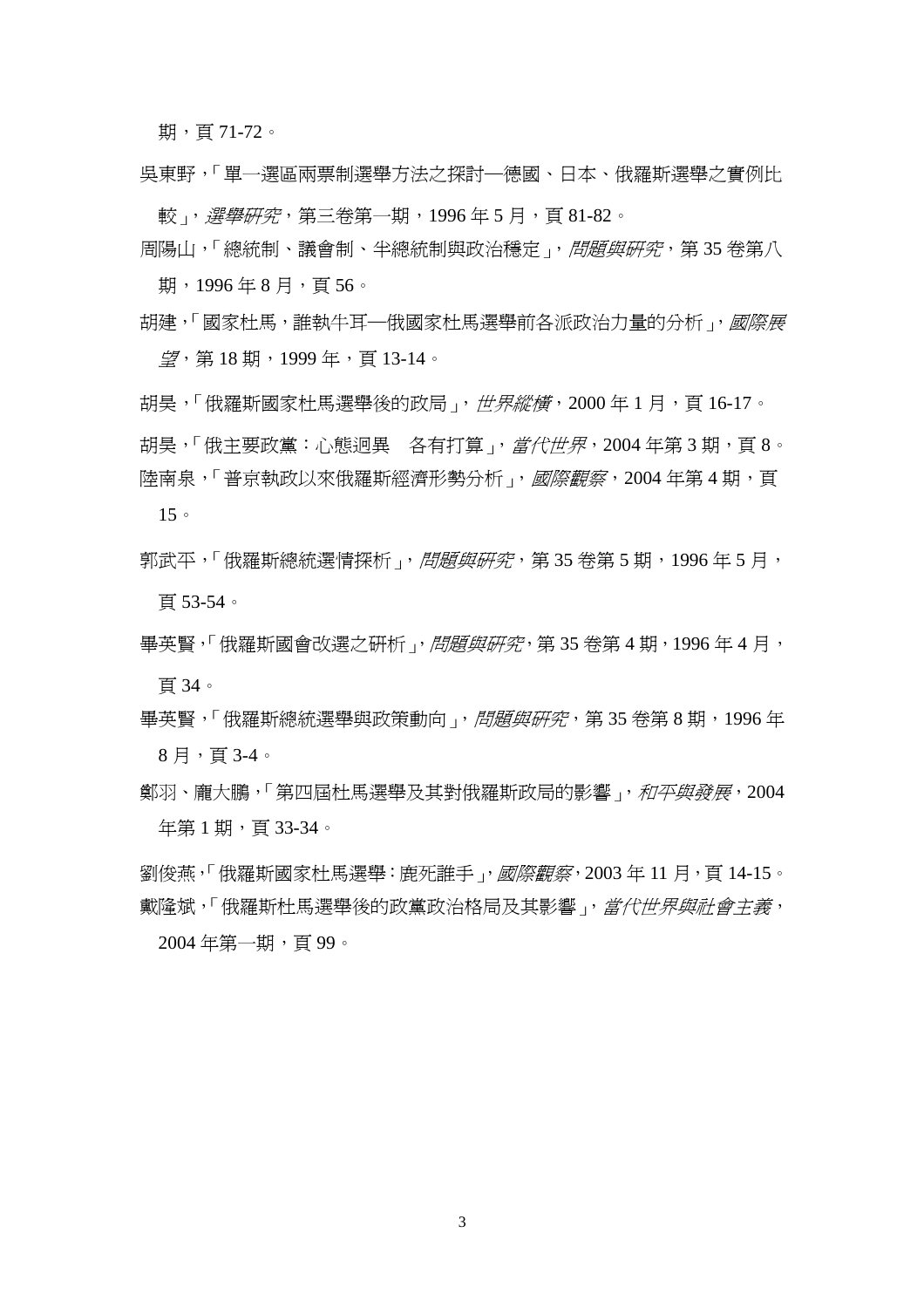期，頁 71-72。

吳東野，「單一選區兩票制選舉方法之探討—德國、日本、俄羅斯選舉之實例比較」，*選舉研究*，第三卷第一期，1996 年 5 月，頁 81-82。

周陽山，「總統制、議會制、半總統制與政治穩定」，*問題與研究*，第 35 卷第八期，1996 年 8 月，頁 56。

胡建，「國家杜馬，誰執牛耳—俄國家杜馬選舉前各派政治力量的分析」，*國際展望*，第 18 期，1999 年，頁 13-14。

胡昊，「俄羅斯國家杜馬選舉後的政局」，*世界縱橫*，2000 年 1 月，頁 16-17。

胡昊，「俄主要政黨：心態迥異　各有打算」，*當代世界*，2004 年第 3 期，頁 8。

陸南泉，「普京執政以來俄羅斯經濟形勢分析」，*國際觀察*，2004 年第 4 期，頁 15。

郭武平，「俄羅斯總統選情探析」，*問題與研究*，第 35 卷第 5 期，1996 年 5 月，頁 53-54。

畢英賢，「俄羅斯國會改選之研析」，*問題與研究*，第 35 卷第 4 期，1996 年 4 月，頁 34。

畢英賢，「俄羅斯總統選舉與政策動向」，*問題與研究*，第 35 卷第 8 期，1996 年 8 月，頁 3-4。

鄭羽、龐大鵬，「第四屆杜馬選舉及其對俄羅斯政局的影響」，*和平與發展*，2004 年第 1 期，頁 33-34。

劉俊燕，「俄羅斯國家杜馬選舉：鹿死誰手」，*國際觀察*，2003 年 11 月，頁 14-15。

戴隆斌，「俄羅斯杜馬選舉後的政黨政治格局及其影響」，*當代世界與社會主義*，2004 年第一期，頁 99。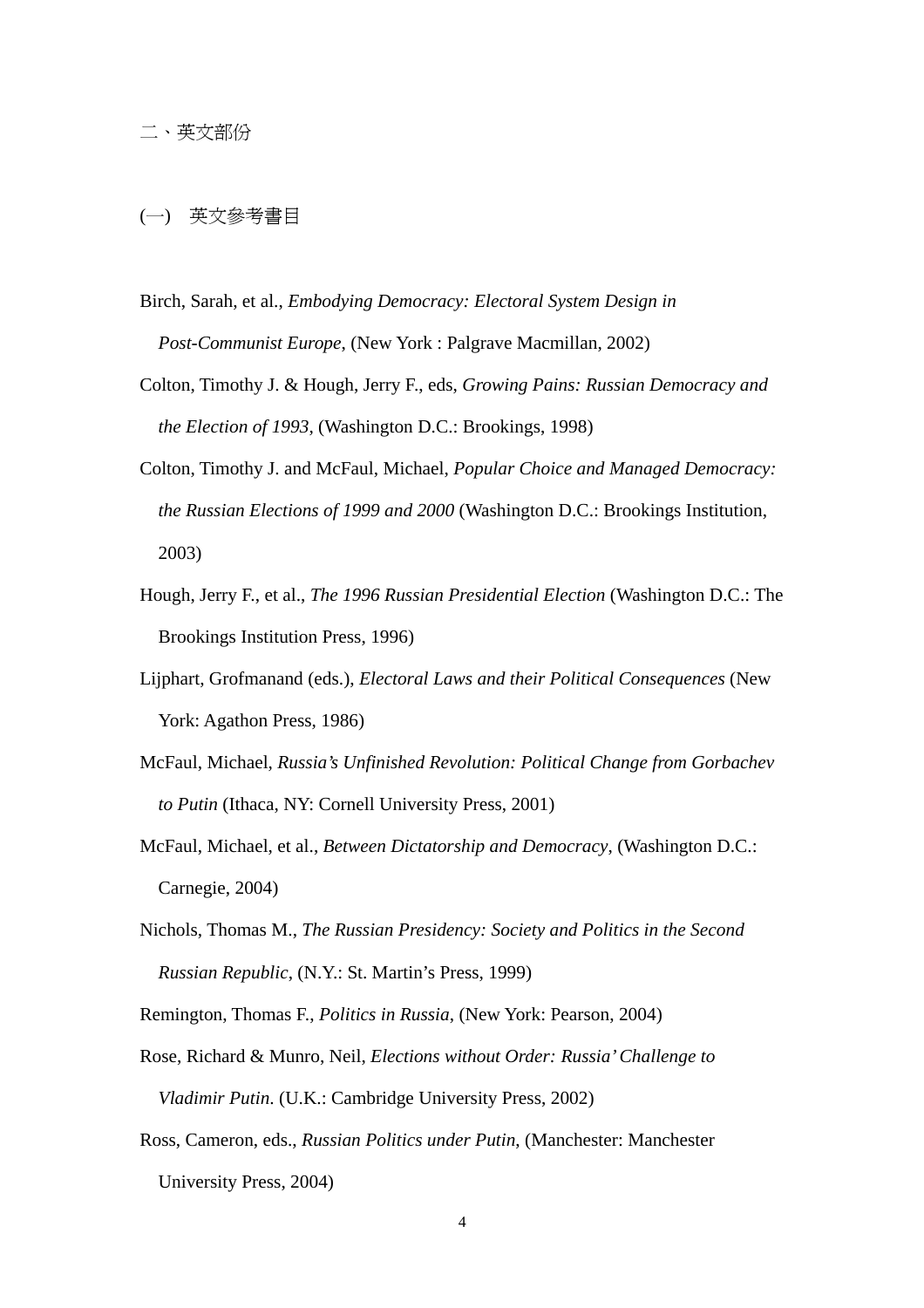## 二、英文部份

### (一) 英文參考書目

Birch, Sarah, et al., *Embodying Democracy: Electoral System Design in Post-Communist Europe*, (New York : Palgrave Macmillan, 2002)

Colton, Timothy J. & Hough, Jerry F., eds, *Growing Pains: Russian Democracy and the Election of 1993*, (Washington D.C.: Brookings, 1998)

Colton, Timothy J. and McFaul, Michael, *Popular Choice and Managed Democracy: the Russian Elections of 1999 and 2000* (Washington D.C.: Brookings Institution, 2003)

Hough, Jerry F., et al., *The 1996 Russian Presidential Election* (Washington D.C.: The Brookings Institution Press, 1996)

Lijphart, Grofmanand (eds.), *Electoral Laws and their Political Consequences* (New York: Agathon Press, 1986)

McFaul, Michael, *Russia's Unfinished Revolution: Political Change from Gorbachev to Putin* (Ithaca, NY: Cornell University Press, 2001)

McFaul, Michael, et al., *Between Dictatorship and Democracy*, (Washington D.C.: Carnegie, 2004)

Nichols, Thomas M., *The Russian Presidency: Society and Politics in the Second Russian Republic*, (N.Y.: St. Martin's Press, 1999)

Remington, Thomas F., *Politics in Russia*, (New York: Pearson, 2004)

Rose, Richard & Munro, Neil, *Elections without Order: Russia' Challenge to Vladimir Putin*. (U.K.: Cambridge University Press, 2002)

Ross, Cameron, eds., *Russian Politics under Putin*, (Manchester: Manchester University Press, 2004)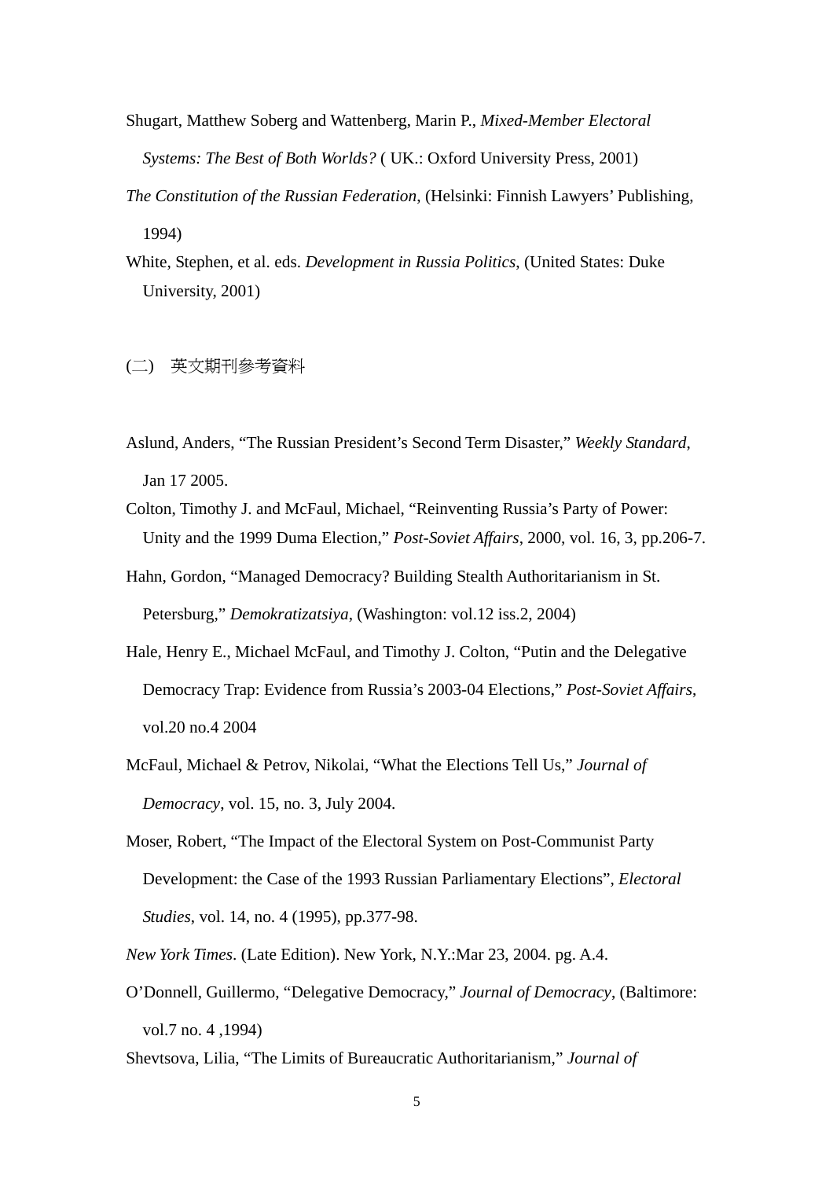Shugart, Matthew Soberg and Wattenberg, Marin P., *Mixed-Member Electoral Systems: The Best of Both Worlds?* ( UK.: Oxford University Press, 2001)

*The Constitution of the Russian Federation*, (Helsinki: Finnish Lawyers' Publishing, 1994)

White, Stephen, et al. eds. *Development in Russia Politics*, (United States: Duke University, 2001)

(二)　英文期刊參考資料

Aslund, Anders, "The Russian President's Second Term Disaster," *Weekly Standard*, Jan 17 2005.

Colton, Timothy J. and McFaul, Michael, "Reinventing Russia's Party of Power: Unity and the 1999 Duma Election," *Post-Soviet Affairs*, 2000, vol. 16, 3, pp.206-7.

Hahn, Gordon, "Managed Democracy? Building Stealth Authoritarianism in St. Petersburg," *Demokratizatsiya*, (Washington: vol.12 iss.2, 2004)

Hale, Henry E., Michael McFaul, and Timothy J. Colton, "Putin and the Delegative Democracy Trap: Evidence from Russia's 2003-04 Elections," *Post-Soviet Affairs*, vol.20 no.4 2004

McFaul, Michael & Petrov, Nikolai, "What the Elections Tell Us," *Journal of Democracy*, vol. 15, no. 3, July 2004.

Moser, Robert, "The Impact of the Electoral System on Post-Communist Party Development: the Case of the 1993 Russian Parliamentary Elections", *Electoral Studies*, vol. 14, no. 4 (1995), pp.377-98.

*New York Times*. (Late Edition). New York, N.Y.:Mar 23, 2004. pg. A.4.

O'Donnell, Guillermo, "Delegative Democracy," *Journal of Democracy*, (Baltimore: vol.7 no. 4 ,1994)

Shevtsova, Lilia, "The Limits of Bureaucratic Authoritarianism," *Journal of*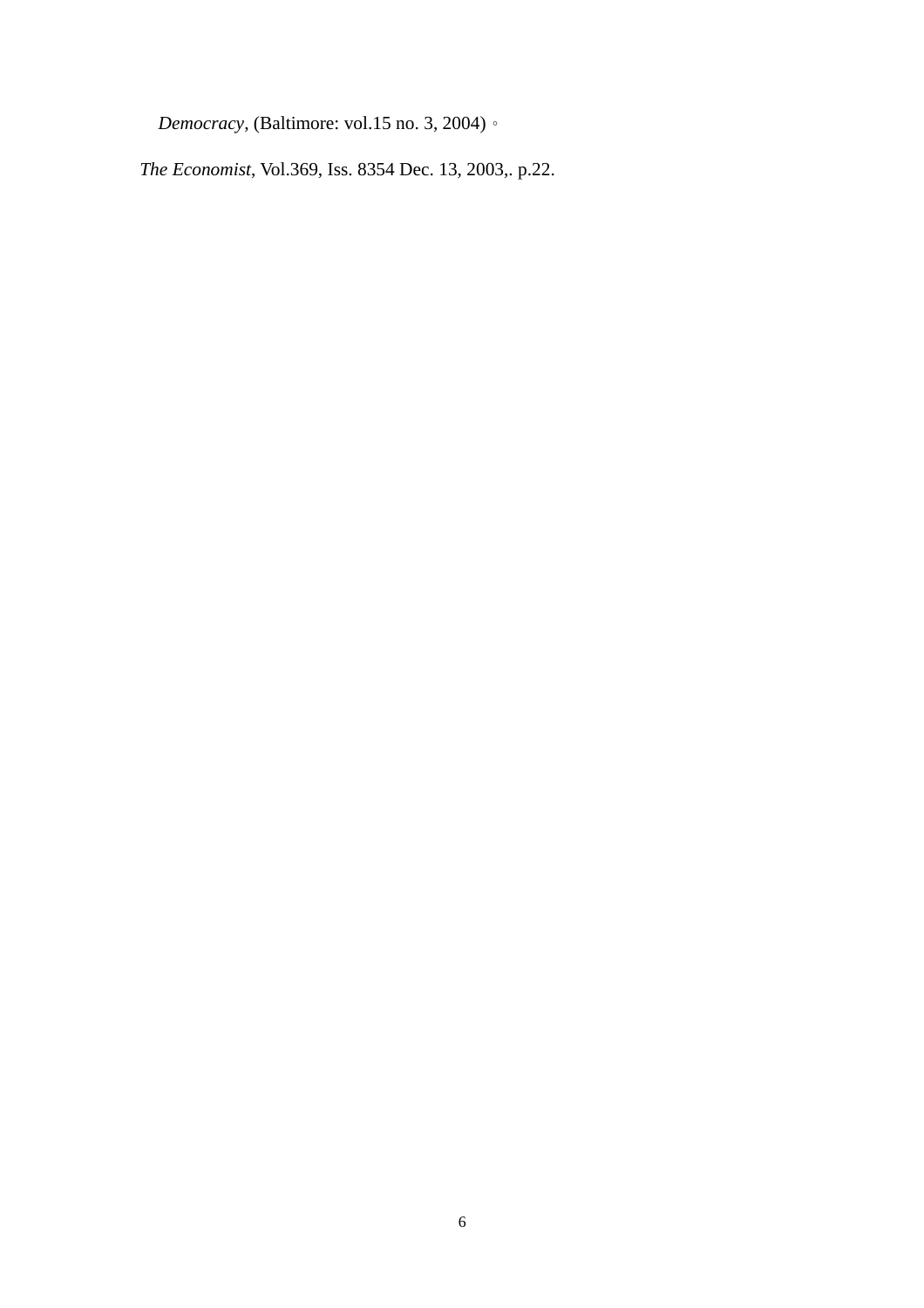*Democracy*, (Baltimore: vol.15 no. 3, 2004)。

*The Economist*, Vol.369, Iss. 8354 Dec. 13, 2003,. p.22.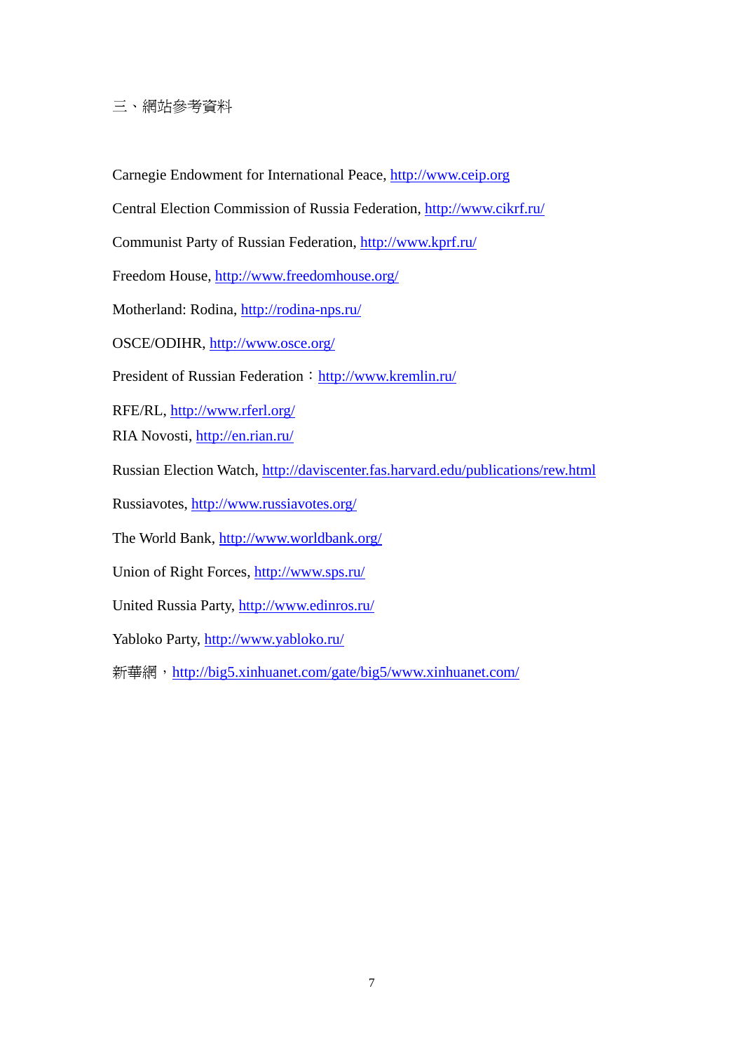## 三、網站參考資料

Carnegie Endowment for International Peace, http://www.ceip.org

Central Election Commission of Russia Federation, http://www.cikrf.ru/

Communist Party of Russian Federation, http://www.kprf.ru/

Freedom House, http://www.freedomhouse.org/

Motherland: Rodina, http://rodina-nps.ru/

OSCE/ODIHR, http://www.osce.org/

President of Russian Federation：http://www.kremlin.ru/

RFE/RL, http://www.rferl.org/

RIA Novosti, http://en.rian.ru/

Russian Election Watch, http://daviscenter.fas.harvard.edu/publications/rew.html

Russiavotes, http://www.russiavotes.org/

The World Bank, http://www.worldbank.org/

Union of Right Forces, http://www.sps.ru/

United Russia Party, http://www.edinros.ru/

Yabloko Party, http://www.yabloko.ru/

新華網，http://big5.xinhuanet.com/gate/big5/www.xinhuanet.com/